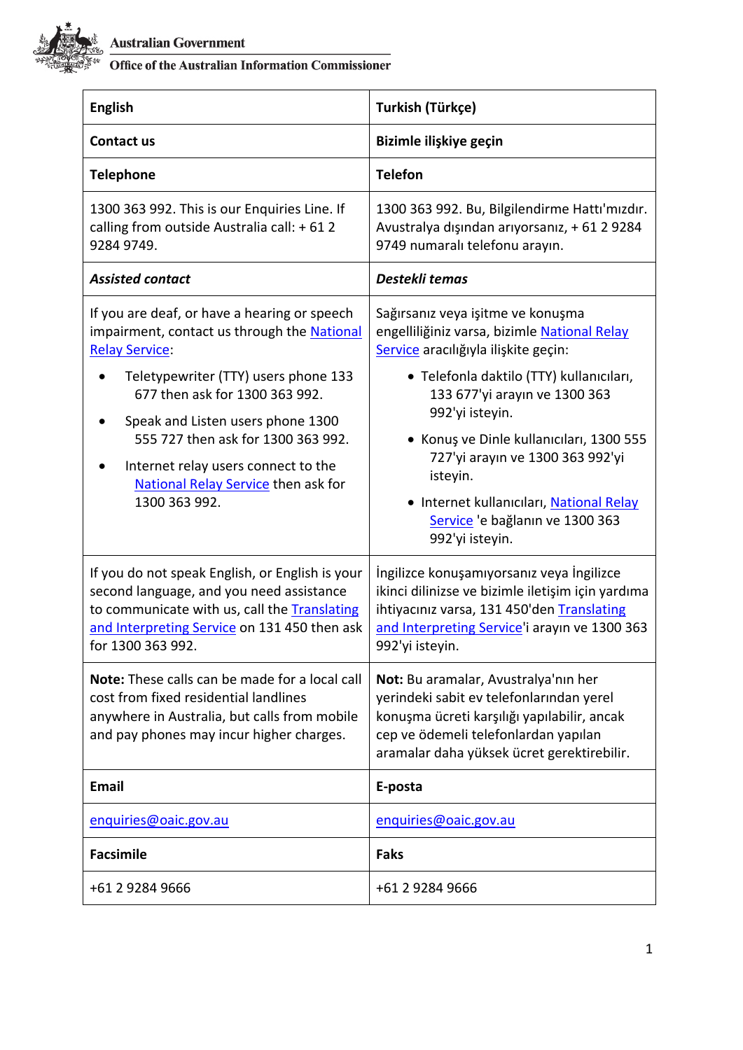Australian Government

Office of the Australian Information Commissioner

| English | Turkish (Türkçe) |
| --- | --- |
| **Contact us** | **Bizimle ilişkiye geçin** |
| **Telephone** | **Telefon** |
| 1300 363 992. This is our Enquiries Line. If calling from outside Australia call: + 61 2 9284 9749. | 1300 363 992. Bu, Bilgilendirme Hattı'mızdır. Avustralya dışından arıyorsanız, + 61 2 9284 9749 numaralı telefonu arayın. |
| ***Assisted contact*** | ***Destekli temas*** |
| If you are deaf, or have a hearing or speech impairment, contact us through the National Relay Service:<br>• Teletypewriter (TTY) users phone 133 677 then ask for 1300 363 992.<br>• Speak and Listen users phone 1300 555 727 then ask for 1300 363 992.<br>• Internet relay users connect to the National Relay Service then ask for 1300 363 992. | Sağırsanız veya işitme ve konuşma engelliliğiniz varsa, bizimle National Relay Service aracılığıyla ilişkite geçin:<br>• Telefonla daktilo (TTY) kullanıcıları, 133 677'yi arayın ve 1300 363 992'yi isteyin.<br>• Konuş ve Dinle kullanıcıları, 1300 555 727'yi arayın ve 1300 363 992'yi isteyin.<br>• Internet kullanıcıları, National Relay Service 'e bağlanın ve 1300 363 992'yi isteyin. |
| If you do not speak English, or English is your second language, and you need assistance to communicate with us, call the Translating and Interpreting Service on 131 450 then ask for 1300 363 992. | İngilizce konuşamıyorsanız veya İngilizce ikinci dilinizse ve bizimle iletişim için yardıma ihtiyacınız varsa, 131 450'den Translating and Interpreting Service'i arayın ve 1300 363 992'yi isteyin. |
| **Note:** These calls can be made for a local call cost from fixed residential landlines anywhere in Australia, but calls from mobile and pay phones may incur higher charges. | **Not:** Bu aramalar, Avustralya'nın her yerindeki sabit ev telefonlarından yerel konuşma ücreti karşılığı yapılabilir, ancak cep ve ödemeli telefonlardan yapılan aramalar daha yüksek ücret gerektirebilir. |
| **Email** | **E-posta** |
| enquiries@oaic.gov.au | enquiries@oaic.gov.au |
| **Facsimile** | **Faks** |
| +61 2 9284 9666 | +61 2 9284 9666 |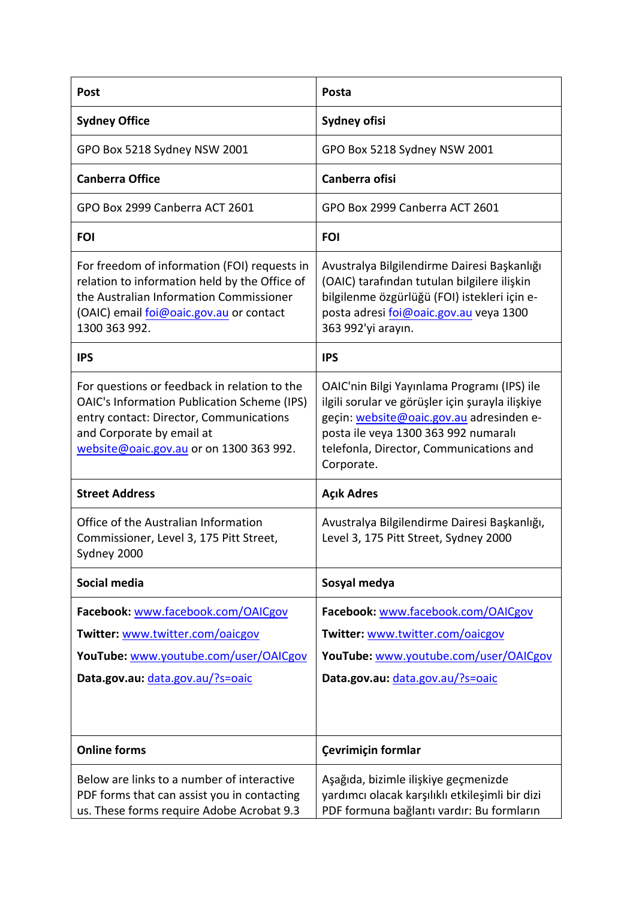| Post | Posta |
|---|---|
| **Sydney Office** | **Sydney ofisi** |
| GPO Box 5218 Sydney NSW 2001 | GPO Box 5218 Sydney NSW 2001 |
| **Canberra Office** | **Canberra ofisi** |
| GPO Box 2999 Canberra ACT 2601 | GPO Box 2999 Canberra ACT 2601 |
| **FOI** | **FOI** |
| For freedom of information (FOI) requests in relation to information held by the Office of the Australian Information Commissioner (OAIC) email foi@oaic.gov.au or contact 1300 363 992. | Avustralya Bilgilendirme Dairesi Başkanlığı (OAIC) tarafından tutulan bilgilere ilişkin bilgilenme özgürlüğü (FOI) istekleri için e-posta adresi foi@oaic.gov.au veya 1300 363 992'yi arayın. |
| **IPS** | **IPS** |
| For questions or feedback in relation to the OAIC's Information Publication Scheme (IPS) entry contact: Director, Communications and Corporate by email at website@oaic.gov.au or on 1300 363 992. | OAIC'nin Bilgi Yayınlama Programı (IPS) ile ilgili sorular ve görüşler için şurayla ilişkiye geçin: website@oaic.gov.au adresinden e-posta ile veya 1300 363 992 numaralı telefonla, Director, Communications and Corporate. |
| **Street Address** | **Açık Adres** |
| Office of the Australian Information Commissioner, Level 3, 175 Pitt Street, Sydney 2000 | Avustralya Bilgilendirme Dairesi Başkanlığı, Level 3, 175 Pitt Street, Sydney 2000 |
| **Social media** | **Sosyal medya** |
| **Facebook:** www.facebook.com/OAICgov<br>**Twitter:** www.twitter.com/oaicgov<br>**YouTube:** www.youtube.com/user/OAICgov<br>**Data.gov.au:** data.gov.au/?s=oaic | **Facebook:** www.facebook.com/OAICgov<br>**Twitter:** www.twitter.com/oaicgov<br>**YouTube:** www.youtube.com/user/OAICgov<br>**Data.gov.au:** data.gov.au/?s=oaic |
| **Online forms** | **Çevrimiçin formlar** |
| Below are links to a number of interactive PDF forms that can assist you in contacting us. These forms require Adobe Acrobat 9.3 | Aşağıda, bizimle ilişkiye geçmenizde yardımcı olacak karşılıklı etkileşimli bir dizi PDF formuna bağlantı vardır: Bu formların |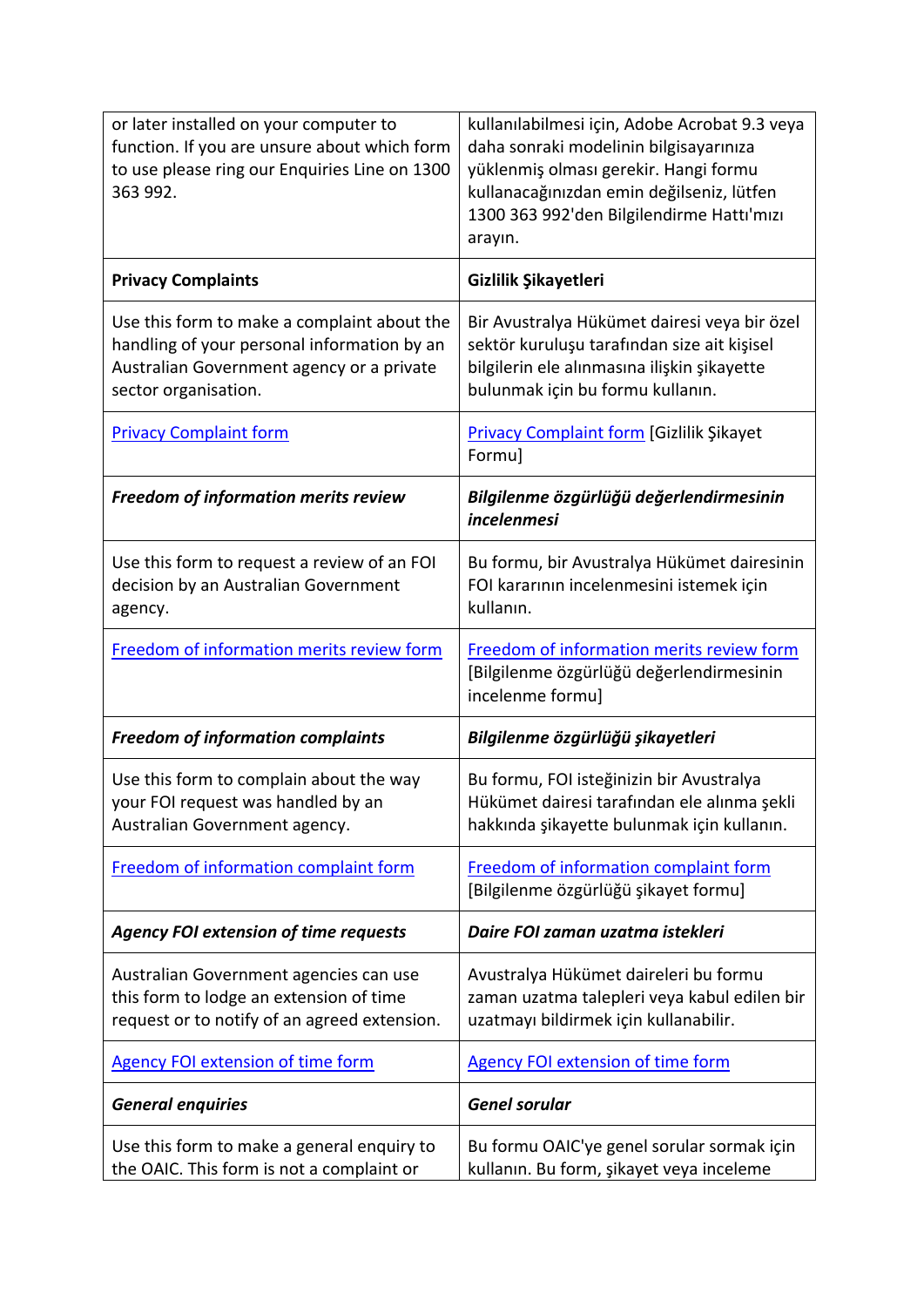| or later installed on your computer to function. If you are unsure about which form to use please ring our Enquiries Line on 1300 363 992. | kullanılabilmesi için, Adobe Acrobat 9.3 veya daha sonraki modelinin bilgisayarınıza yüklenmiş olması gerekir. Hangi formu kullanacağınızdan emin değilseniz, lütfen 1300 363 992'den Bilgilendirme Hattı'mızı arayın. |
|---|---|
| **Privacy Complaints** | **Gizlilik Şikayetleri** |
| Use this form to make a complaint about the handling of your personal information by an Australian Government agency or a private sector organisation. | Bir Avustralya Hükümet dairesi veya bir özel sektör kuruluşu tarafından size ait kişisel bilgilerin ele alınmasına ilişkin şikayette bulunmak için bu formu kullanın. |
| Privacy Complaint form | Privacy Complaint form [Gizlilik Şikayet Formu] |
| ***Freedom of information merits review*** | ***Bilgilenme özgürlüğü değerlendirmesinin incelenmesi*** |
| Use this form to request a review of an FOI decision by an Australian Government agency. | Bu formu, bir Avustralya Hükümet dairesinin FOI kararının incelenmesini istemek için kullanın. |
| Freedom of information merits review form | Freedom of information merits review form [Bilgilenme özgürlüğü değerlendirmesinin incelenme formu] |
| ***Freedom of information complaints*** | ***Bilgilenme özgürlüğü şikayetleri*** |
| Use this form to complain about the way your FOI request was handled by an Australian Government agency. | Bu formu, FOI isteğinizin bir Avustralya Hükümet dairesi tarafından ele alınma şekli hakkında şikayette bulunmak için kullanın. |
| Freedom of information complaint form | Freedom of information complaint form [Bilgilenme özgürlüğü şikayet formu] |
| ***Agency FOI extension of time requests*** | ***Daire FOI zaman uzatma istekleri*** |
| Australian Government agencies can use this form to lodge an extension of time request or to notify of an agreed extension. | Avustralya Hükümet daireleri bu formu zaman uzatma talepleri veya kabul edilen bir uzatmayı bildirmek için kullanabilir. |
| Agency FOI extension of time form | Agency FOI extension of time form |
| ***General enquiries*** | ***Genel sorular*** |
| Use this form to make a general enquiry to the OAIC. This form is not a complaint or | Bu formu OAIC'ye genel sorular sormak için kullanın. Bu form, şikayet veya inceleme |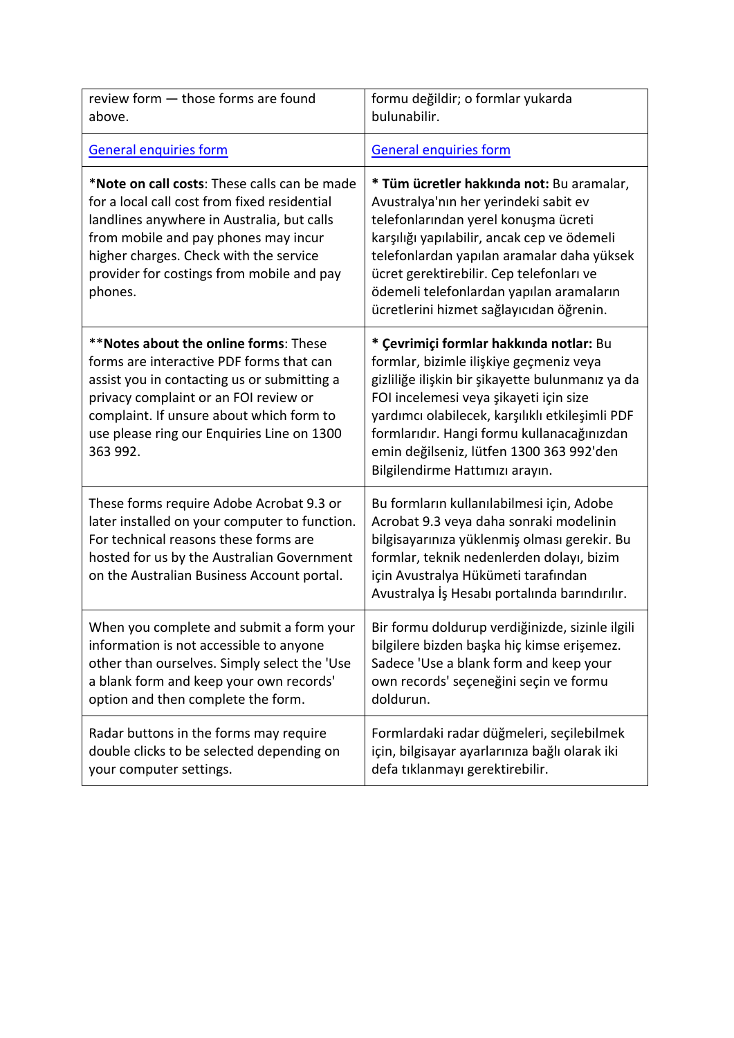| | |
|---|---|
| review form — those forms are found above. | formu değildir; o formlar yukarda bulunabilir. |
| General enquiries form | General enquiries form |
| ***Note on call costs**: These calls can be made for a local call cost from fixed residential landlines anywhere in Australia, but calls from mobile and pay phones may incur higher charges. Check with the service provider for costings from mobile and pay phones. | **\* Tüm ücretler hakkında not:** Bu aramalar, Avustralya'nın her yerindeki sabit ev telefonlarından yerel konuşma ücreti karşılığı yapılabilir, ancak cep ve ödemeli telefonlardan yapılan aramalar daha yüksek ücret gerektirebilir. Cep telefonları ve ödemeli telefonlardan yapılan aramaların ücretlerini hizmet sağlayıcıdan öğrenin. |
| ****Notes about the online forms**: These forms are interactive PDF forms that can assist you in contacting us or submitting a privacy complaint or an FOI review or complaint. If unsure about which form to use please ring our Enquiries Line on 1300 363 992. | **\* Çevrimiçi formlar hakkında notlar:** Bu formlar, bizimle ilişkiye geçmeniz veya gizliliğe ilişkin bir şikayette bulunmanız ya da FOI incelemesi veya şikayeti için size yardımcı olabilecek, karşılıklı etkileşimli PDF formlarıdır. Hangi formu kullanacağınızdan emin değilseniz, lütfen 1300 363 992'den Bilgilendirme Hattımızı arayın. |
| These forms require Adobe Acrobat 9.3 or later installed on your computer to function. For technical reasons these forms are hosted for us by the Australian Government on the Australian Business Account portal. | Bu formların kullanılabilmesi için, Adobe Acrobat 9.3 veya daha sonraki modelinin bilgisayarınıza yüklenmiş olması gerekir. Bu formlar, teknik nedenlerden dolayı, bizim için Avustralya Hükümeti tarafından Avustralya İş Hesabı portalında barındırılır. |
| When you complete and submit a form your information is not accessible to anyone other than ourselves. Simply select the 'Use a blank form and keep your own records' option and then complete the form. | Bir formu doldurup verdiğinizde, sizinle ilgili bilgilere bizden başka hiç kimse erişemez. Sadece 'Use a blank form and keep your own records' seçeneğini seçin ve formu doldurun. |
| Radar buttons in the forms may require double clicks to be selected depending on your computer settings. | Formlardaki radar düğmeleri, seçilebilmek için, bilgisayar ayarlarınıza bağlı olarak iki defa tıklanmayı gerektirebilir. |